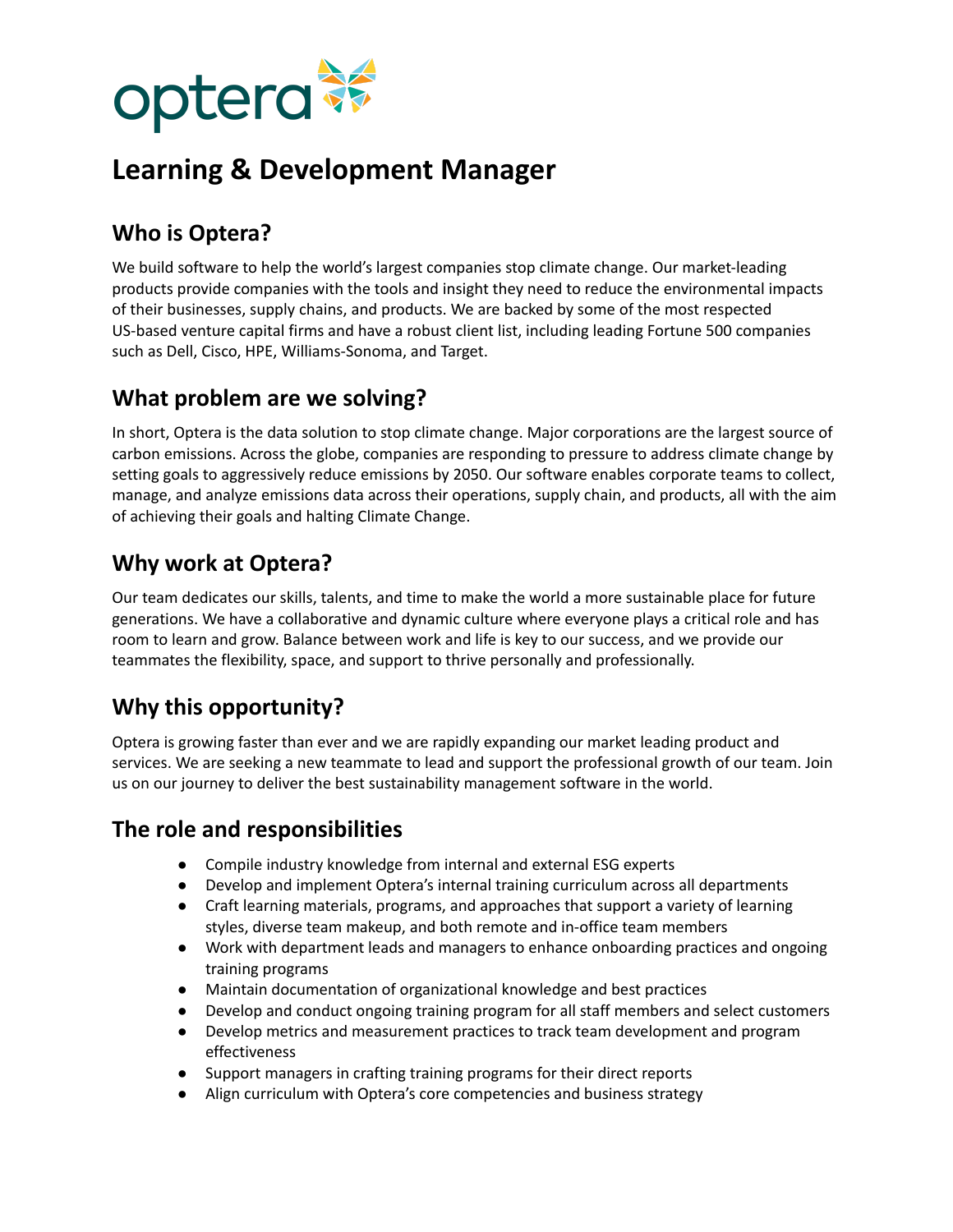optera

# Learning & Development Manager

## Who is Optera?

We build software to help the world's largest companies stop climate change. Our market-leading products provide companies with the tools and insight they need to reduce the environmental impacts of their businesses, supply chains, and products. We are backed by some of the most respected US-based venture capital firms and have a robust client list, including leading Fortune 500 companies such as Dell, Cisco, HPE, Williams-Sonoma, and Target.

## What problem are we solving?

In short, Optera is the data solution to stop climate change. Major corporations are the largest source of carbon emissions. Across the globe, companies are responding to pressure to address climate change by setting goals to aggressively reduce emissions by 2050. Our software enables corporate teams to collect, manage, and analyze emissions data across their operations, supply chain, and products, all with the aim of achieving their goals and halting Climate Change.

## Why work at Optera?

Our team dedicates our skills, talents, and time to make the world a more sustainable place for future generations. We have a collaborative and dynamic culture where everyone plays a critical role and has room to learn and grow. Balance between work and life is key to our success, and we provide our teammates the flexibility, space, and support to thrive personally and professionally.

## Why this opportunity?

Optera is growing faster than ever and we are rapidly expanding our market leading product and services. We are seeking a new teammate to lead and support the professional growth of our team. Join us on our journey to deliver the best sustainability management software in the world.

## The role and responsibilities

- Compile industry knowledge from internal and external ESG experts
- Develop and implement Optera's internal training curriculum across all departments
- Craft learning materials, programs, and approaches that support a variety of learning styles, diverse team makeup, and both remote and in-office team members
- Work with department leads and managers to enhance onboarding practices and ongoing training programs
- Maintain documentation of organizational knowledge and best practices
- Develop and conduct ongoing training program for all staff members and select customers
- Develop metrics and measurement practices to track team development and program effectiveness
- Support managers in crafting training programs for their direct reports
- Align curriculum with Optera's core competencies and business strategy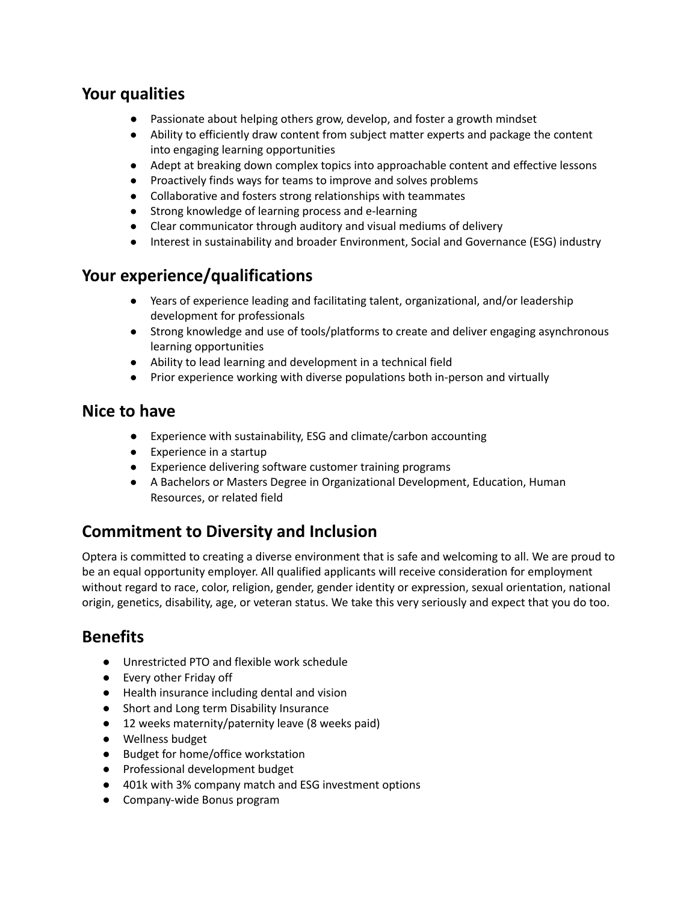## Your qualities

- Passionate about helping others grow, develop, and foster a growth mindset
- Ability to efficiently draw content from subject matter experts and package the content into engaging learning opportunities
- Adept at breaking down complex topics into approachable content and effective lessons
- Proactively finds ways for teams to improve and solves problems
- Collaborative and fosters strong relationships with teammates
- Strong knowledge of learning process and e-learning
- Clear communicator through auditory and visual mediums of delivery
- Interest in sustainability and broader Environment, Social and Governance (ESG) industry

## Your experience/qualifications

- Years of experience leading and facilitating talent, organizational, and/or leadership development for professionals
- Strong knowledge and use of tools/platforms to create and deliver engaging asynchronous learning opportunities
- Ability to lead learning and development in a technical field
- Prior experience working with diverse populations both in-person and virtually

## Nice to have

- Experience with sustainability, ESG and climate/carbon accounting
- Experience in a startup
- Experience delivering software customer training programs
- A Bachelors or Masters Degree in Organizational Development, Education, Human Resources, or related field

## Commitment to Diversity and Inclusion

Optera is committed to creating a diverse environment that is safe and welcoming to all. We are proud to be an equal opportunity employer. All qualified applicants will receive consideration for employment without regard to race, color, religion, gender, gender identity or expression, sexual orientation, national origin, genetics, disability, age, or veteran status. We take this very seriously and expect that you do too.

## Benefits

- Unrestricted PTO and flexible work schedule
- Every other Friday off
- Health insurance including dental and vision
- Short and Long term Disability Insurance
- 12 weeks maternity/paternity leave (8 weeks paid)
- Wellness budget
- Budget for home/office workstation
- Professional development budget
- 401k with 3% company match and ESG investment options
- Company-wide Bonus program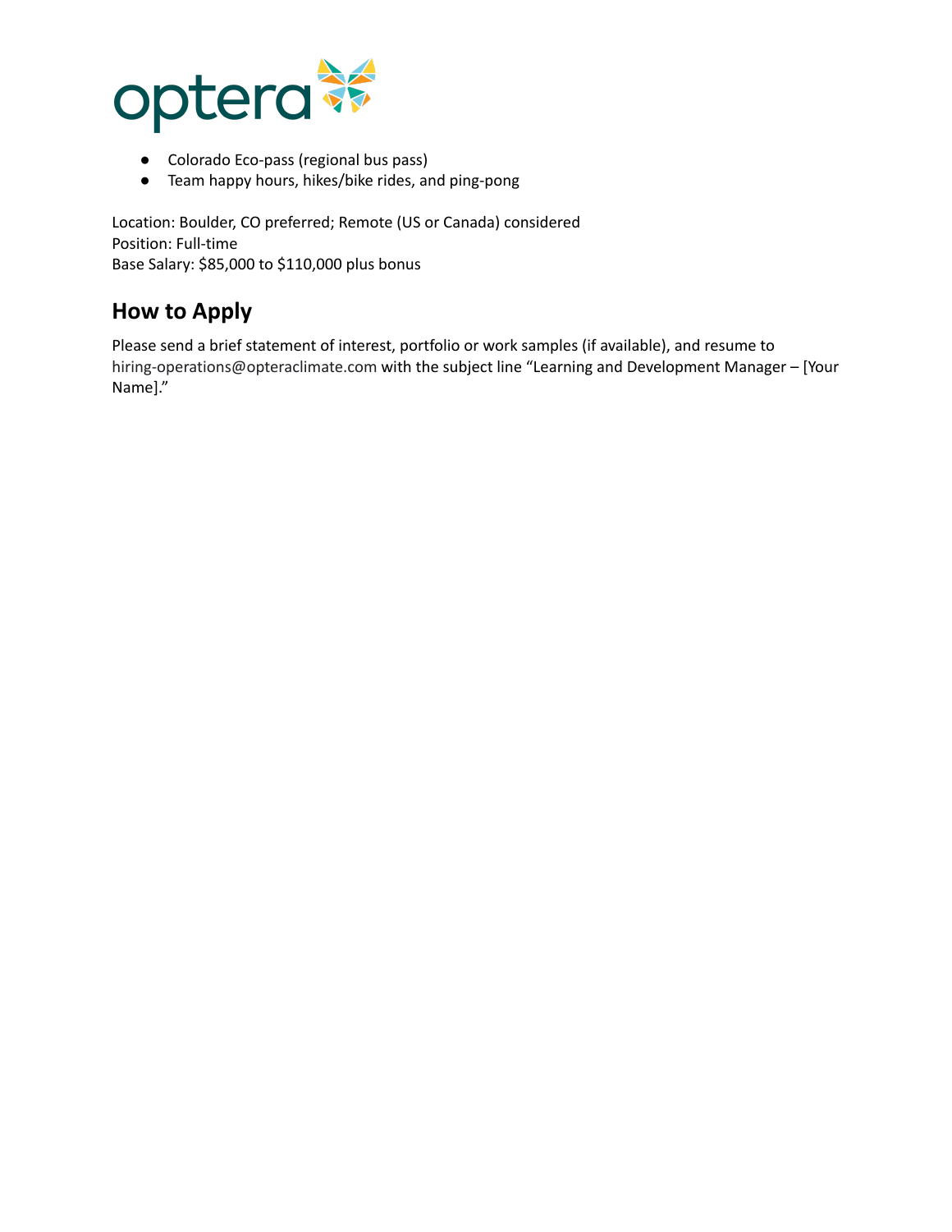- Colorado Eco-pass (regional bus pass)
- Team happy hours, hikes/bike rides, and ping-pong

Location: Boulder, CO preferred; Remote (US or Canada) considered
Position: Full-time
Base Salary: $85,000 to $110,000 plus bonus

## How to Apply

Please send a brief statement of interest, portfolio or work samples (if available), and resume to hiring-operations@opteraclimate.com with the subject line "Learning and Development Manager – [Your Name]."